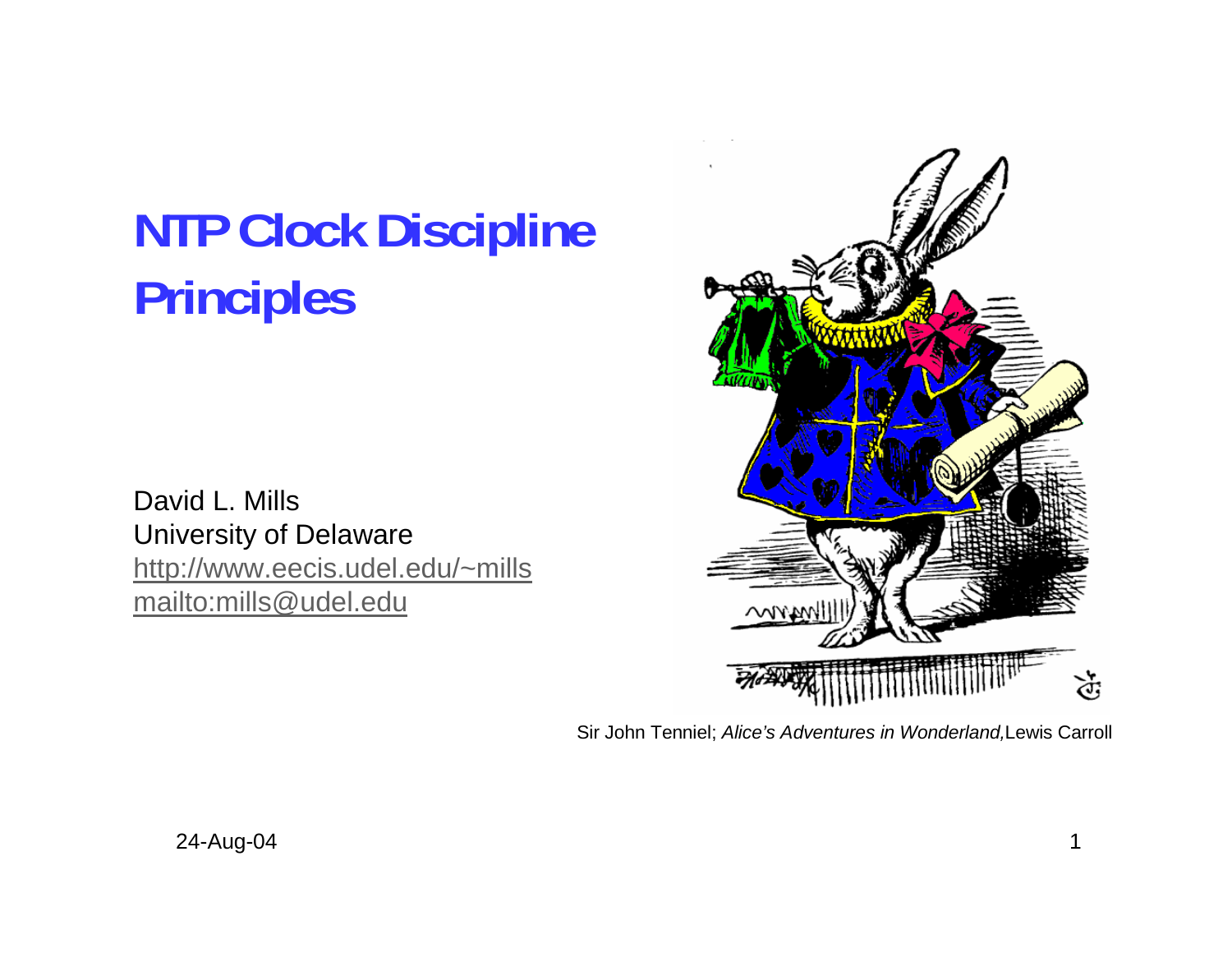# NTP Clock Discipline Principles

David L. Mills
University of Delaware
http://www.eecis.udel.edu/~mills
mailto:mills@udel.edu

Sir John Tenniel; *Alice's Adventures in Wonderland,* Lewis Carroll

24-Aug-04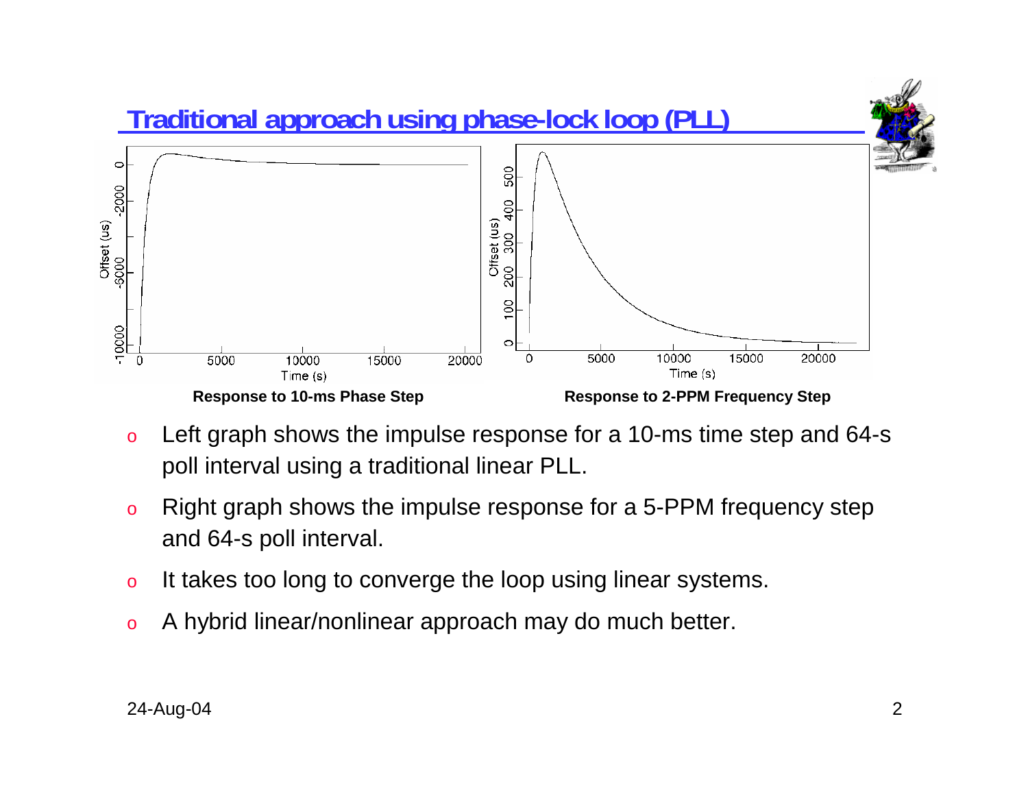## Traditional approach using phase-lock loop (PLL)

Response to 10-ms Phase Step

Response to 2-PPM Frequency Step

- Left graph shows the impulse response for a 10-ms time step and 64-s poll interval using a traditional linear PLL.
- Right graph shows the impulse response for a 5-PPM frequency step and 64-s poll interval.
- It takes too long to converge the loop using linear systems.
- A hybrid linear/nonlinear approach may do much better.

24-Aug-04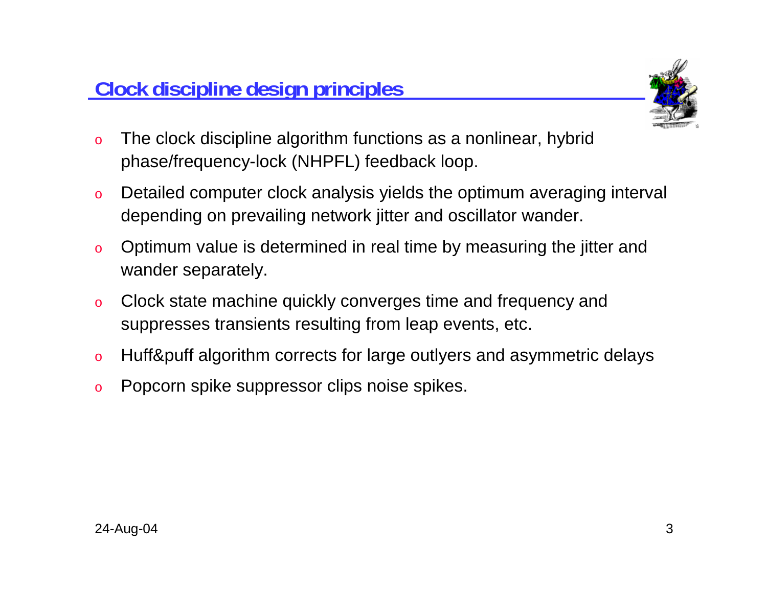## Clock discipline design principles

- The clock discipline algorithm functions as a nonlinear, hybrid phase/frequency-lock (NHPFL) feedback loop.
- Detailed computer clock analysis yields the optimum averaging interval depending on prevailing network jitter and oscillator wander.
- Optimum value is determined in real time by measuring the jitter and wander separately.
- Clock state machine quickly converges time and frequency and suppresses transients resulting from leap events, etc.
- Huff&puff algorithm corrects for large outlyers and asymmetric delays
- Popcorn spike suppressor clips noise spikes.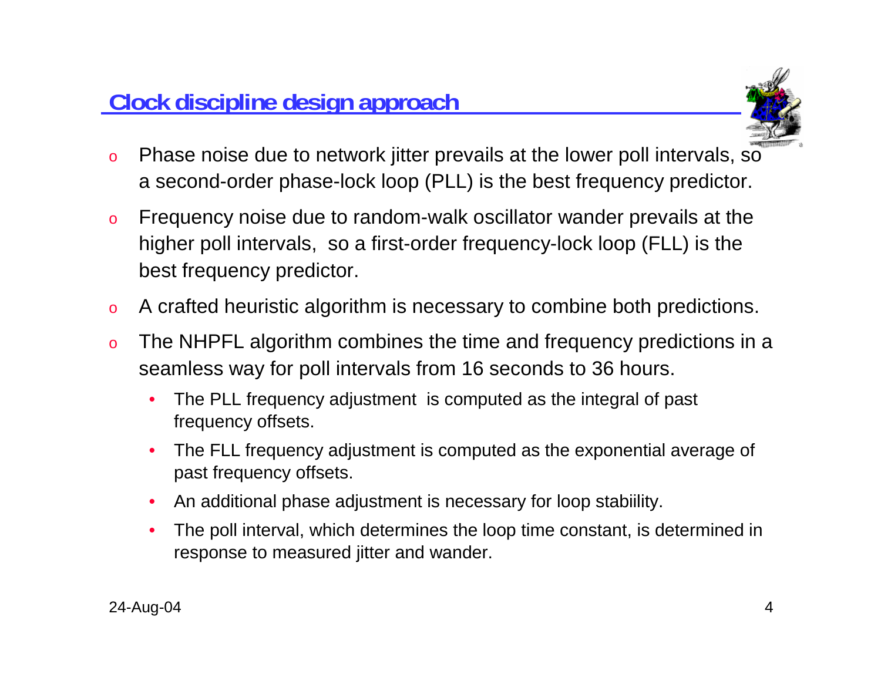## Clock discipline design approach

- Phase noise due to network jitter prevails at the lower poll intervals, so a second-order phase-lock loop (PLL) is the best frequency predictor.
- Frequency noise due to random-walk oscillator wander prevails at the higher poll intervals, so a first-order frequency-lock loop (FLL) is the best frequency predictor.
- A crafted heuristic algorithm is necessary to combine both predictions.
- The NHPFL algorithm combines the time and frequency predictions in a seamless way for poll intervals from 16 seconds to 36 hours.
  - The PLL frequency adjustment is computed as the integral of past frequency offsets.
  - The FLL frequency adjustment is computed as the exponential average of past frequency offsets.
  - An additional phase adjustment is necessary for loop stabiility.
  - The poll interval, which determines the loop time constant, is determined in response to measured jitter and wander.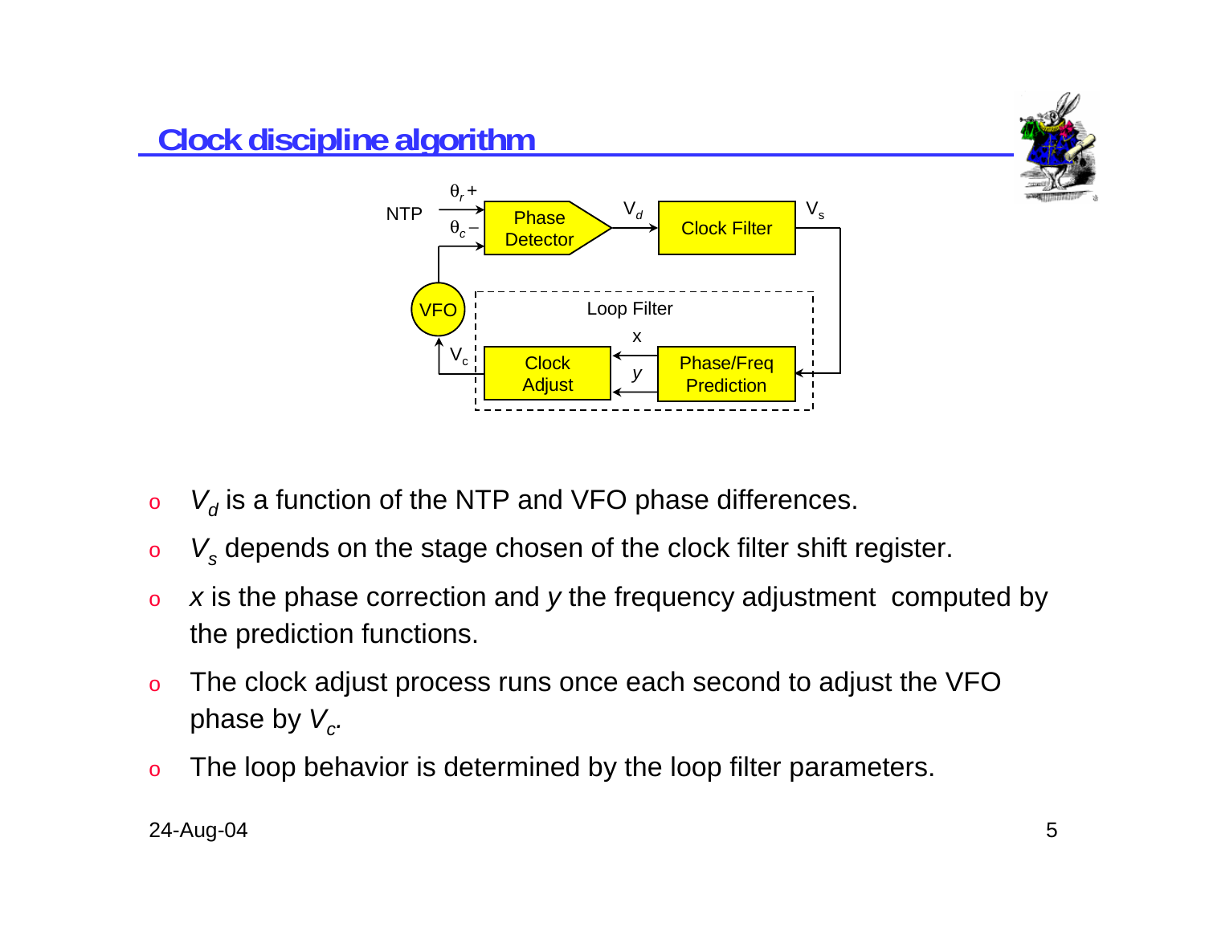## Clock discipline algorithm

- $V_d$ is a function of the NTP and VFO phase differences.
- $V_s$ depends on the stage chosen of the clock filter shift register.
- $x$ is the phase correction and $y$ the frequency adjustment computed by the prediction functions.
- The clock adjust process runs once each second to adjust the VFO phase by $V_c$.
- The loop behavior is determined by the loop filter parameters.

24-Aug-04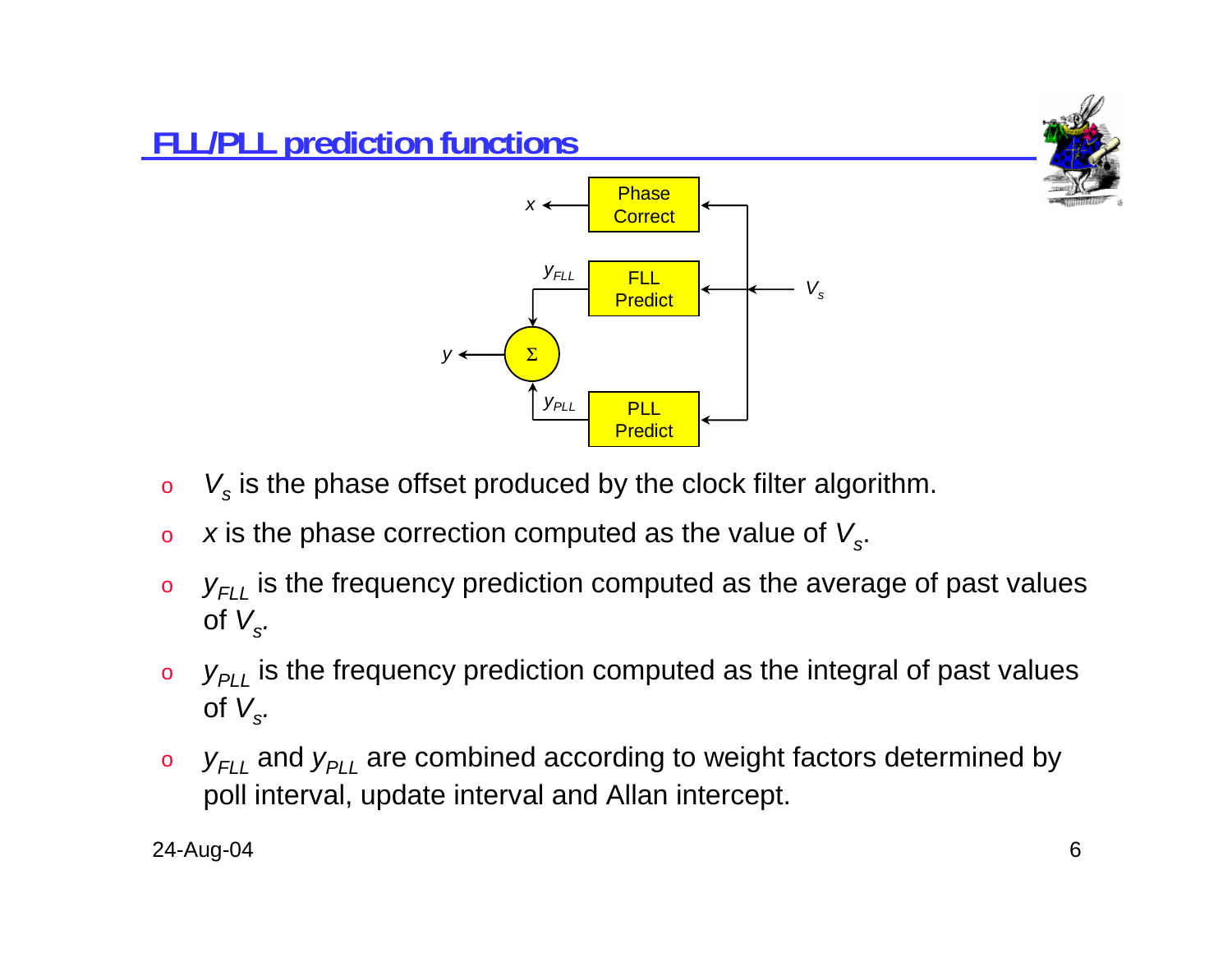# FLL/PLL prediction functions

- $V_s$ is the phase offset produced by the clock filter algorithm.
- $x$ is the phase correction computed as the value of $V_s$.
- $y_{FLL}$ is the frequency prediction computed as the average of past values of $V_s$.
- $y_{PLL}$ is the frequency prediction computed as the integral of past values of $V_s$.
- $y_{FLL}$ and $y_{PLL}$ are combined according to weight factors determined by poll interval, update interval and Allan intercept.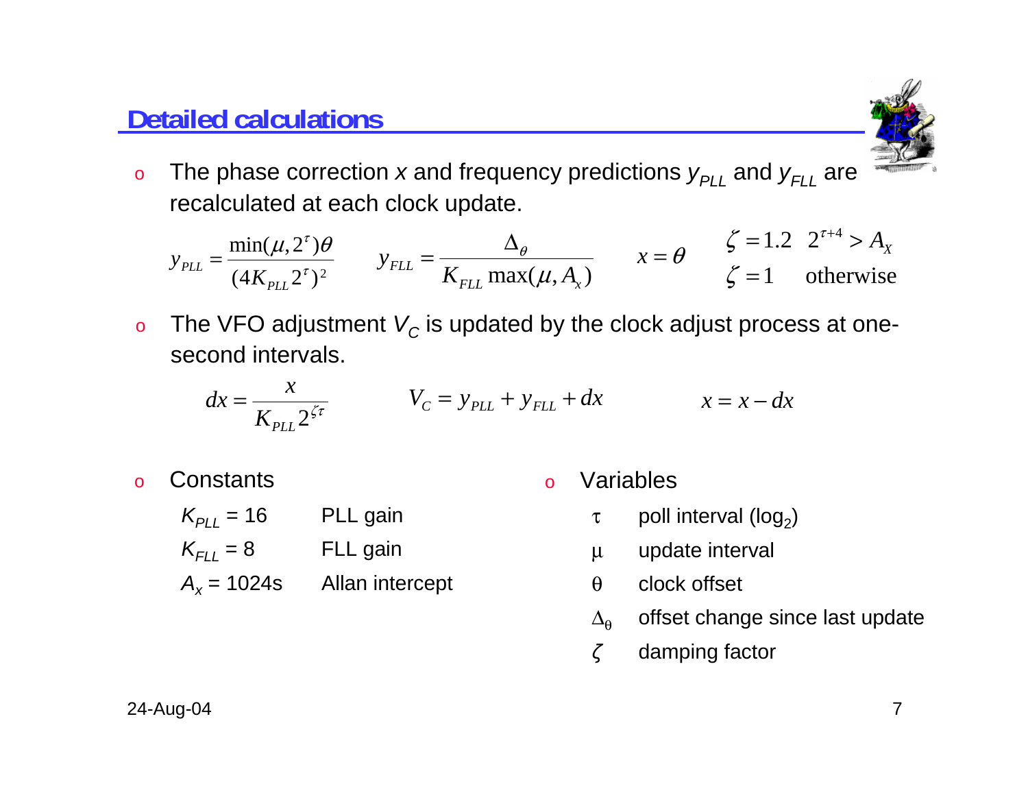## Detailed calculations

- The phase correction $x$ and frequency predictions $y_{PLL}$ and $y_{FLL}$ are recalculated at each clock update.

$$y_{PLL} = \frac{\min(\mu, 2^{\tau})\theta}{(4K_{PLL}2^{\tau})^2} \qquad y_{FLL} = \frac{\Delta_{\theta}}{K_{FLL}\max(\mu, A_x)} \qquad x = \theta \qquad \begin{array}{ll} \zeta = 1.2 & 2^{\tau+4} > A_X \\ \zeta = 1 & \text{otherwise} \end{array}$$

- The VFO adjustment $V_C$ is updated by the clock adjust process at one-second intervals.

$$dx = \frac{x}{K_{PLL}2^{\zeta\tau}} \qquad V_C = y_{PLL} + y_{FLL} + dx \qquad x = x - dx$$

- Constants

| | |
|---|---|
| $K_{PLL} = 16$ | PLL gain |
| $K_{FLL} = 8$ | FLL gain |
| $A_x = 1024$s | Allan intercept |

- Variables

| | |
|---|---|
| $\tau$ | poll interval ($\log_2$) |
| $\mu$ | update interval |
| $\theta$ | clock offset |
| $\Delta_{\theta}$ | offset change since last update |
| $\zeta$ | damping factor |

24-Aug-04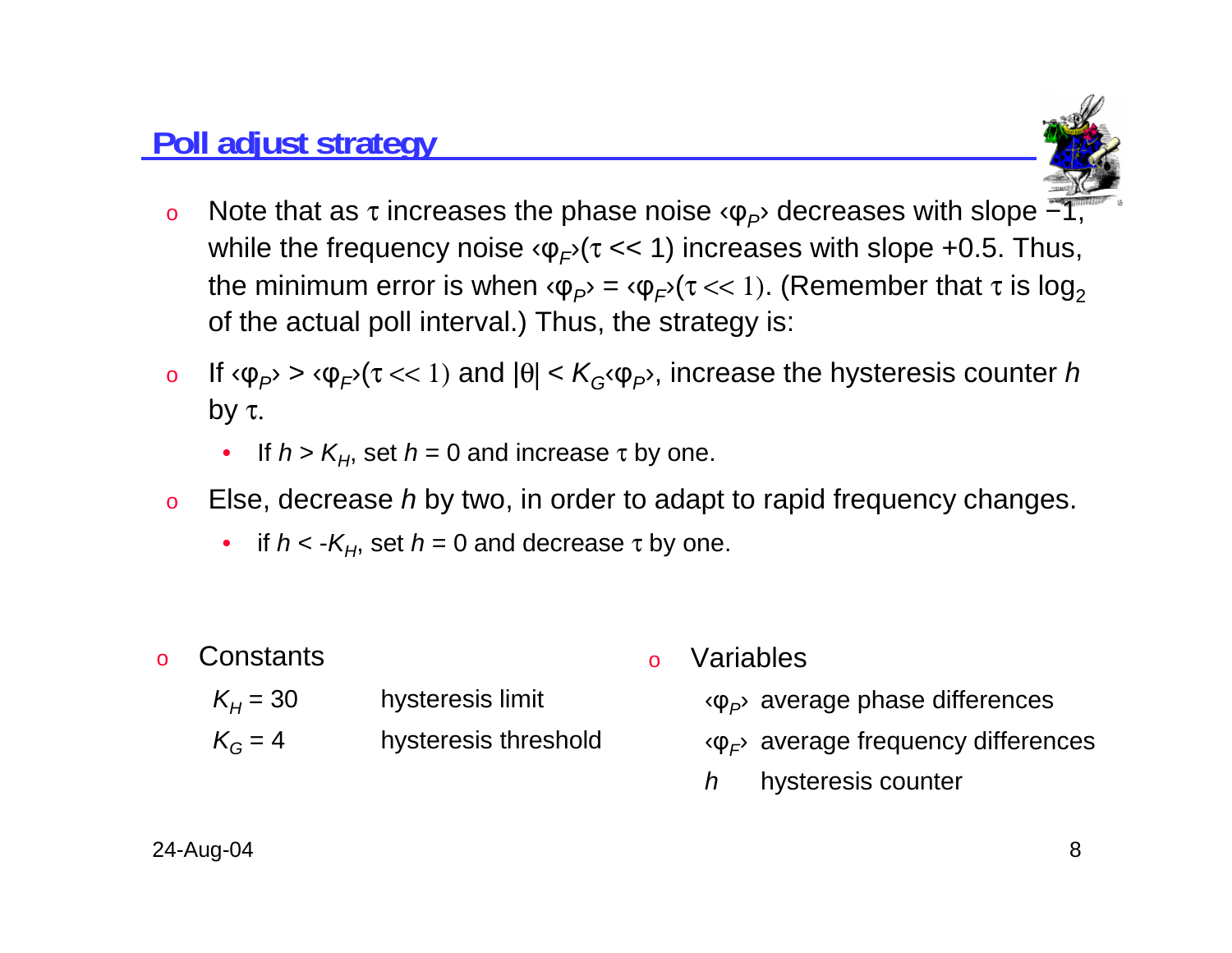## Poll adjust strategy

- Note that as $\tau$ increases the phase noise $\langle\varphi_P\rangle$ decreases with slope −1, while the frequency noise $\langle\varphi_F\rangle(\tau << 1)$ increases with slope +0.5. Thus, the minimum error is when $\langle\varphi_P\rangle = \langle\varphi_F\rangle(\tau << 1)$. (Remember that $\tau$ is $\log_2$ of the actual poll interval.) Thus, the strategy is:
- If $\langle\varphi_P\rangle > \langle\varphi_F\rangle(\tau << 1)$ and $|\theta| < K_G\langle\varphi_P\rangle$, increase the hysteresis counter $h$ by $\tau$.
  - If $h > K_H$, set $h = 0$ and increase $\tau$ by one.
- Else, decrease $h$ by two, in order to adapt to rapid frequency changes.
  - if $h < -K_H$, set $h = 0$ and decrease $\tau$ by one.

- Constants

| | |
|---|---|
| $K_H = 30$ | hysteresis limit |
| $K_G = 4$ | hysteresis threshold |

- Variables

| | |
|---|---|
| $\langle\varphi_P\rangle$ | average phase differences |
| $\langle\varphi_F\rangle$ | average frequency differences |
| $h$ | hysteresis counter |

24-Aug-04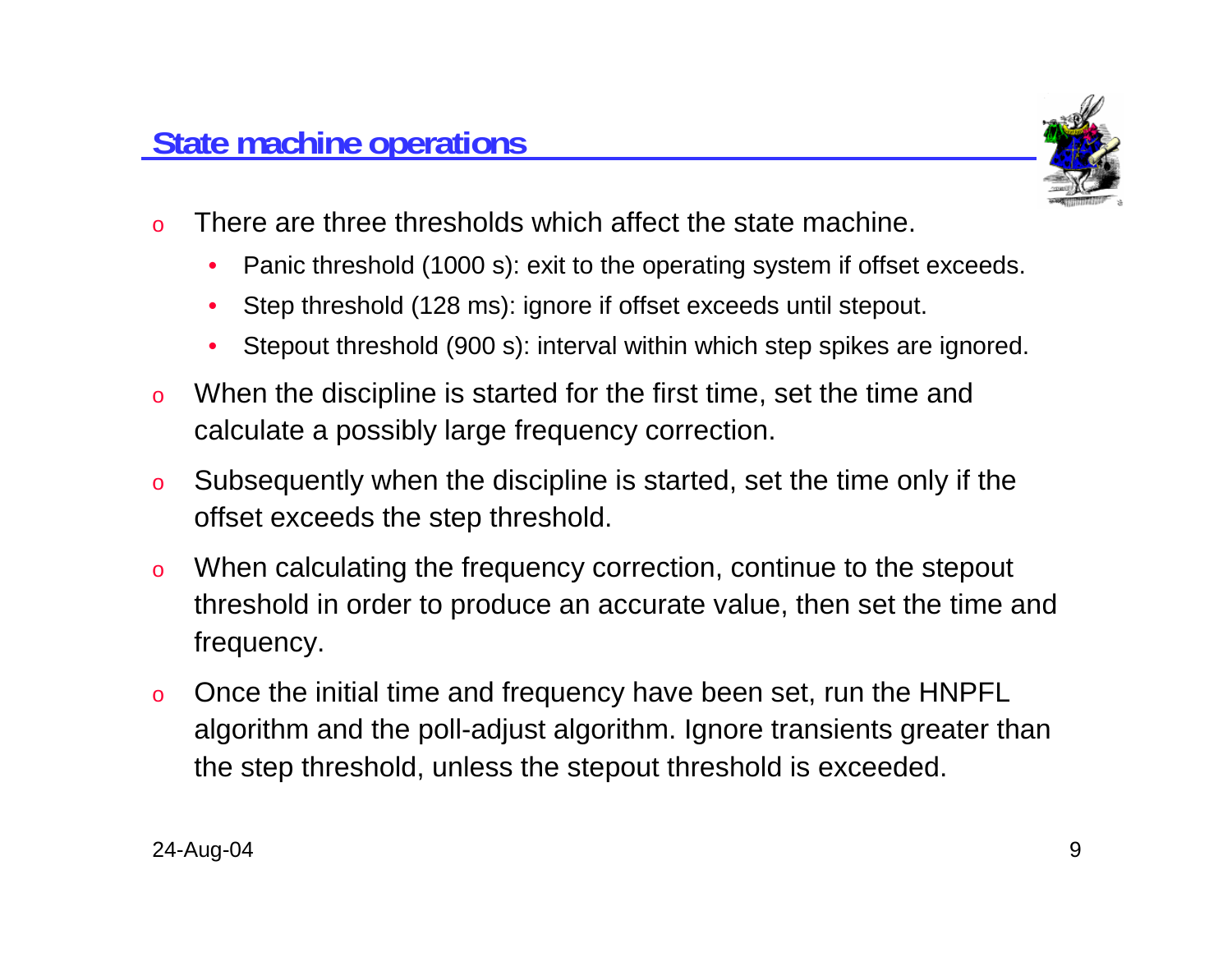## State machine operations

- There are three thresholds which affect the state machine.
  - Panic threshold (1000 s): exit to the operating system if offset exceeds.
  - Step threshold (128 ms): ignore if offset exceeds until stepout.
  - Stepout threshold (900 s): interval within which step spikes are ignored.
- When the discipline is started for the first time, set the time and calculate a possibly large frequency correction.
- Subsequently when the discipline is started, set the time only if the offset exceeds the step threshold.
- When calculating the frequency correction, continue to the stepout threshold in order to produce an accurate value, then set the time and frequency.
- Once the initial time and frequency have been set, run the HNPFL algorithm and the poll-adjust algorithm. Ignore transients greater than the step threshold, unless the stepout threshold is exceeded.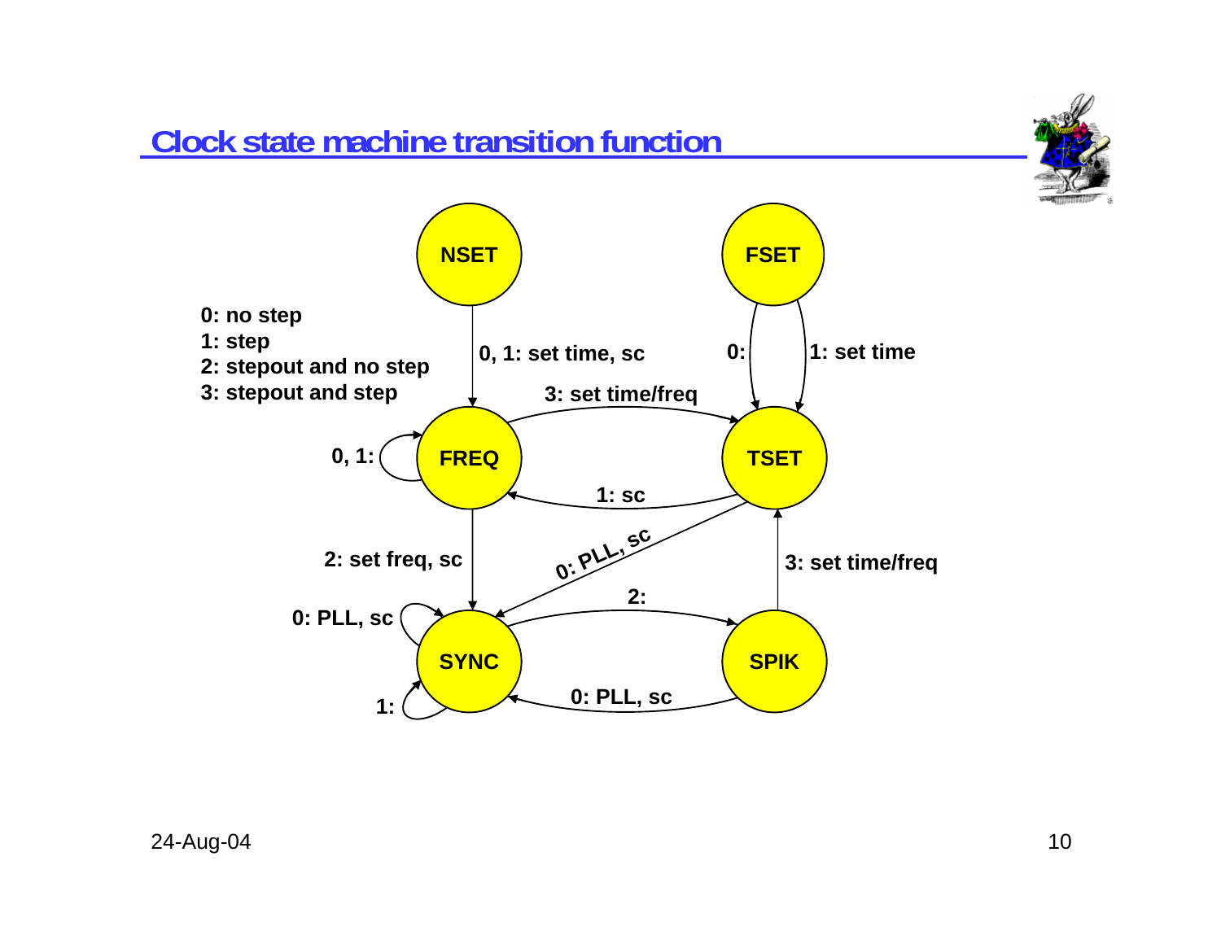# Clock state machine transition function

0: no step
1: step
2: stepout and no step
3: stepout and step

NSET

FSET

FREQ

TSET

SYNC

SPIK

0, 1: set time, sc

0:

1: set time

3: set time/freq

0, 1:

1: sc

2: set freq, sc

0: PLL, sc

3: set time/freq

2:

0: PLL, sc

1:

0: PLL, sc

24-Aug-04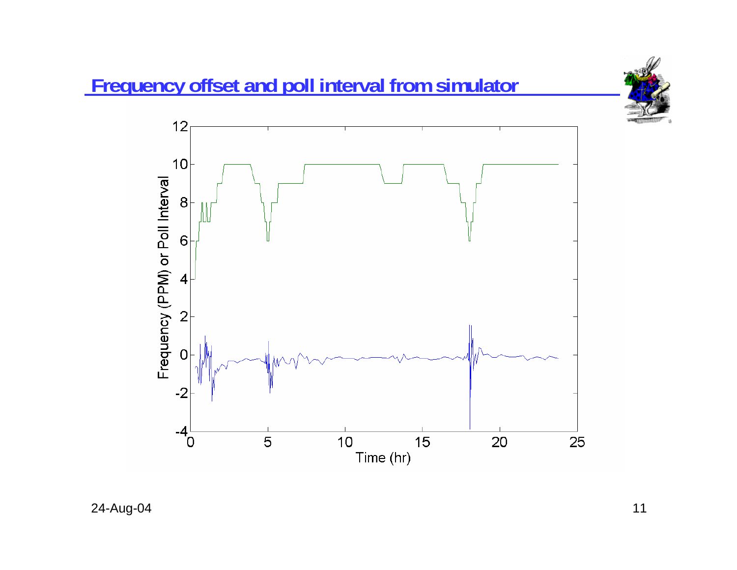# Frequency offset and poll interval from simulator

Frequency (PPM) or Poll Interval

Time (hr)

24-Aug-04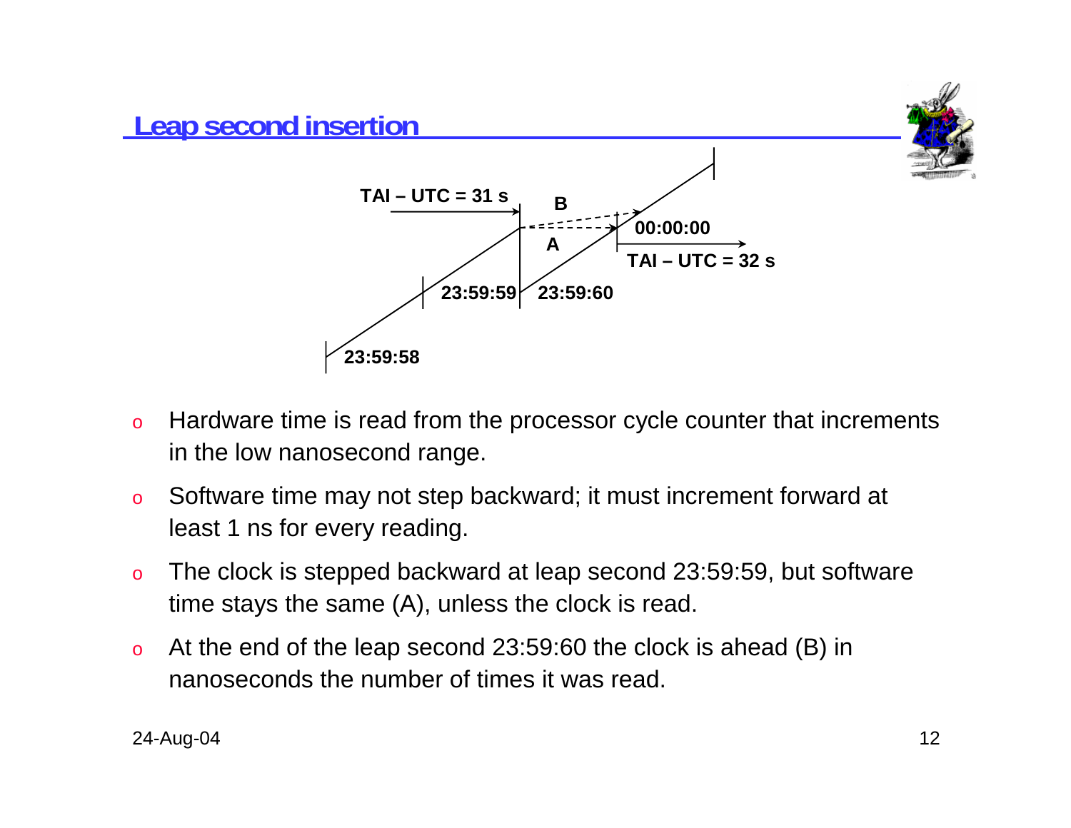## Leap second insertion

TAI – UTC = 31 s

B

A

00:00:00

TAI – UTC = 32 s

23:59:58

23:59:59

23:59:60

- Hardware time is read from the processor cycle counter that increments in the low nanosecond range.
- Software time may not step backward; it must increment forward at least 1 ns for every reading.
- The clock is stepped backward at leap second 23:59:59, but software time stays the same (A), unless the clock is read.
- At the end of the leap second 23:59:60 the clock is ahead (B) in nanoseconds the number of times it was read.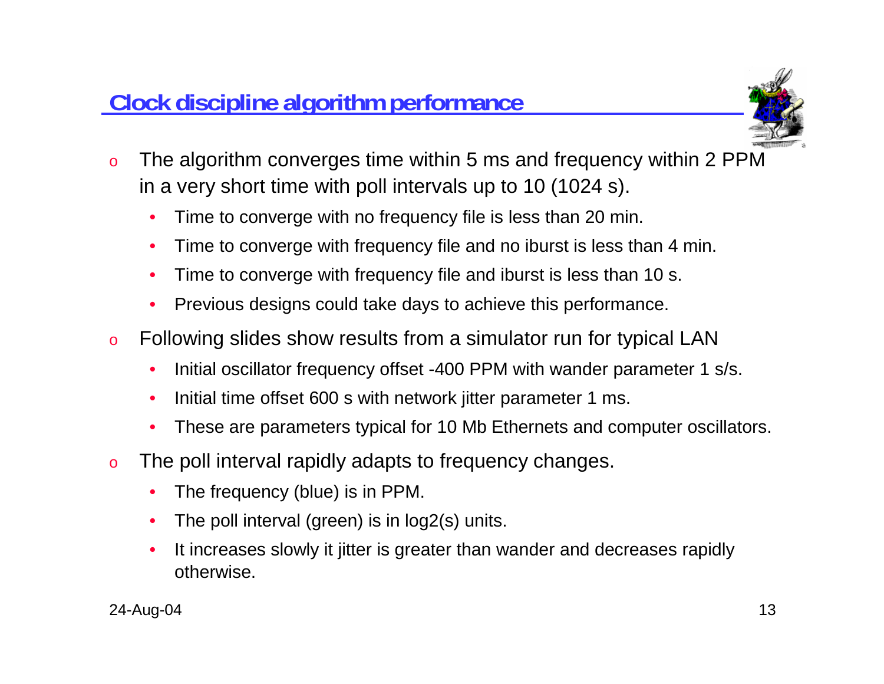## Clock discipline algorithm performance

- The algorithm converges time within 5 ms and frequency within 2 PPM in a very short time with poll intervals up to 10 (1024 s).
  - Time to converge with no frequency file is less than 20 min.
  - Time to converge with frequency file and no iburst is less than 4 min.
  - Time to converge with frequency file and iburst is less than 10 s.
  - Previous designs could take days to achieve this performance.
- Following slides show results from a simulator run for typical LAN
  - Initial oscillator frequency offset -400 PPM with wander parameter 1 s/s.
  - Initial time offset 600 s with network jitter parameter 1 ms.
  - These are parameters typical for 10 Mb Ethernets and computer oscillators.
- The poll interval rapidly adapts to frequency changes.
  - The frequency (blue) is in PPM.
  - The poll interval (green) is in log2(s) units.
  - It increases slowly it jitter is greater than wander and decreases rapidly otherwise.

24-Aug-04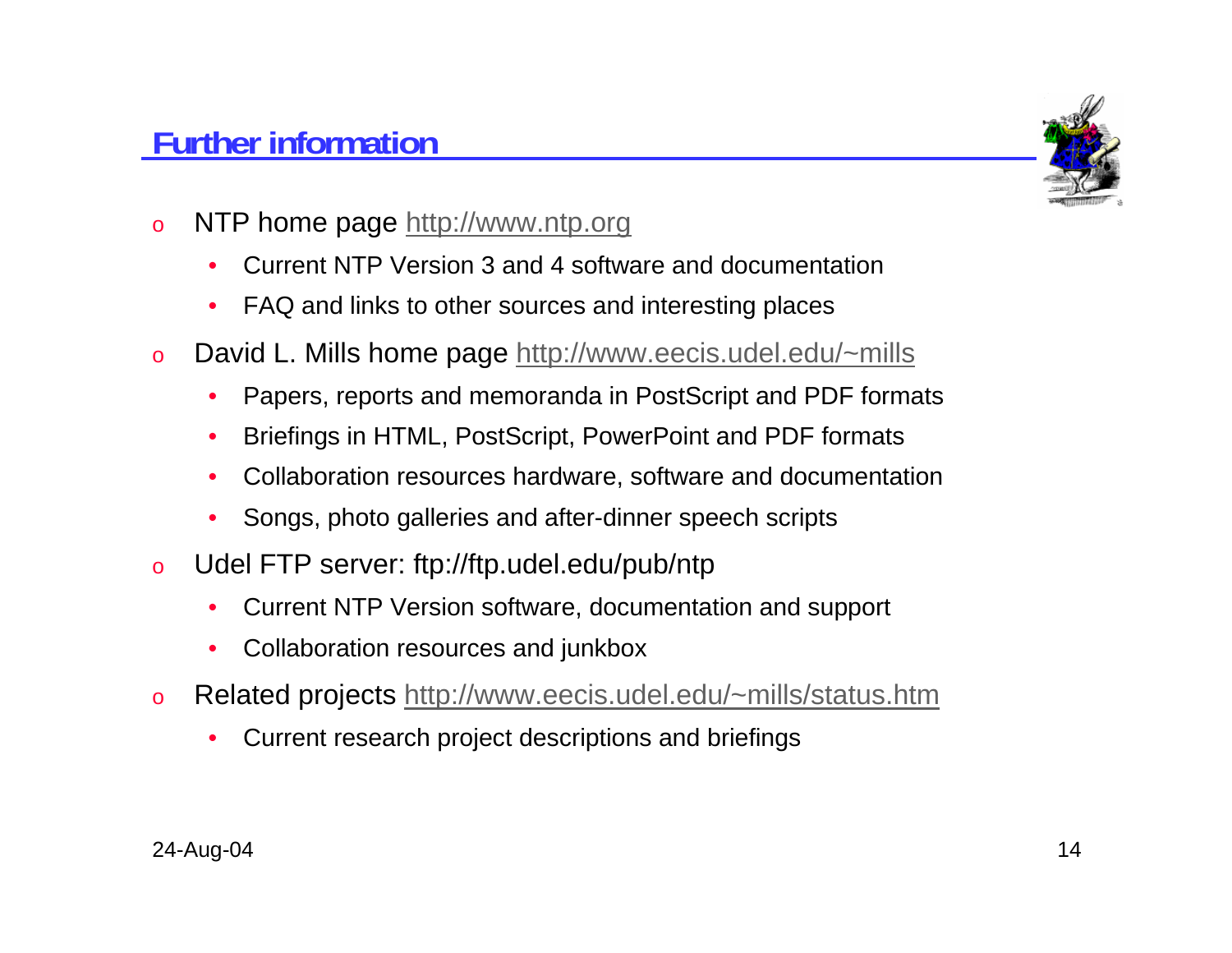## Further information

- NTP home page http://www.ntp.org
  - Current NTP Version 3 and 4 software and documentation
  - FAQ and links to other sources and interesting places
- David L. Mills home page http://www.eecis.udel.edu/~mills
  - Papers, reports and memoranda in PostScript and PDF formats
  - Briefings in HTML, PostScript, PowerPoint and PDF formats
  - Collaboration resources hardware, software and documentation
  - Songs, photo galleries and after-dinner speech scripts
- Udel FTP server: ftp://ftp.udel.edu/pub/ntp
  - Current NTP Version software, documentation and support
  - Collaboration resources and junkbox
- Related projects http://www.eecis.udel.edu/~mills/status.htm
  - Current research project descriptions and briefings

24-Aug-04